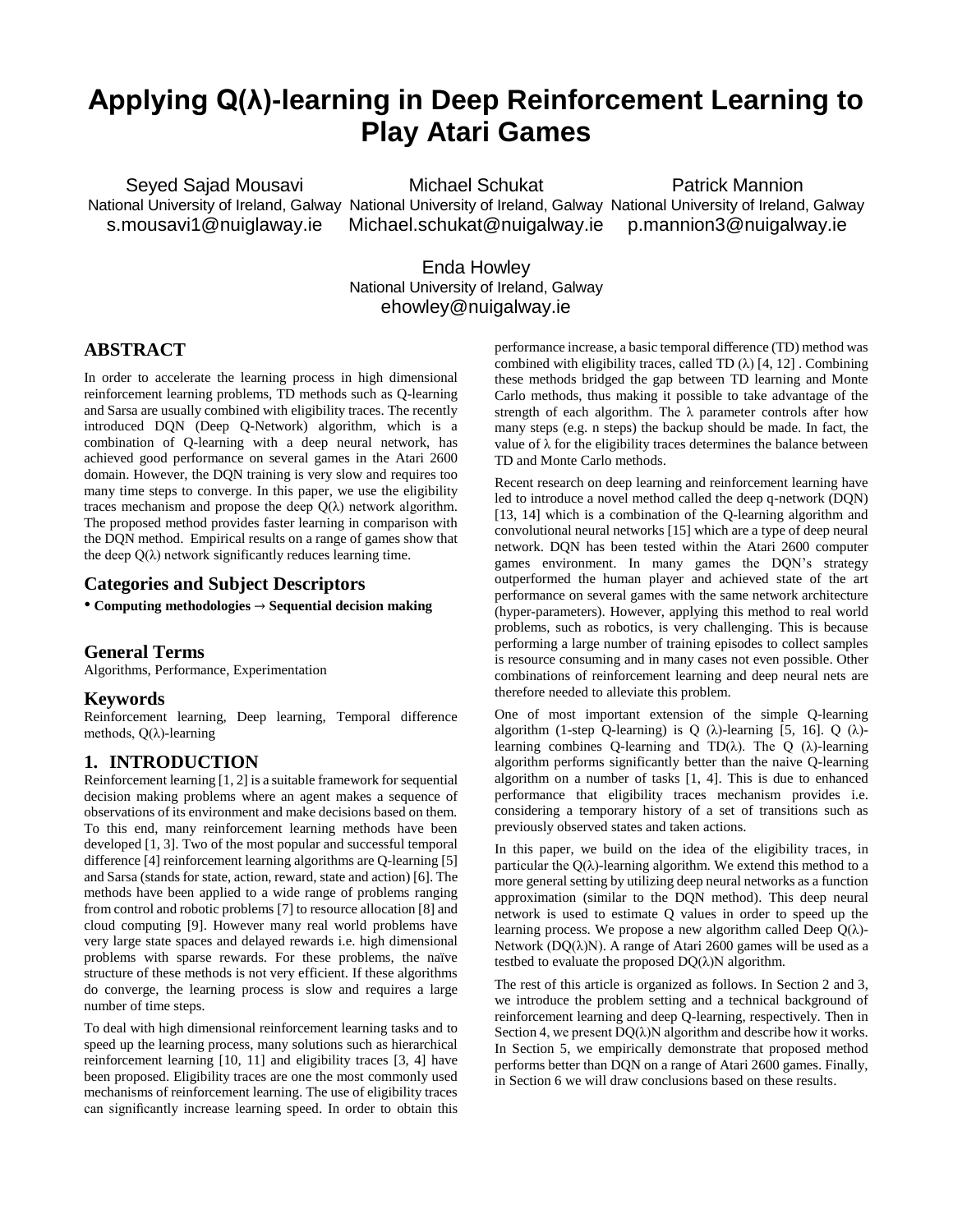# Applying Q(λ)-learning in Deep Reinforcement Learning to Play Atari Games

Seyed Sajad Mousavi
National University of Ireland, Galway
s.mousavi1@nuiglaway.ie

Michael Schukat
National University of Ireland, Galway
Michael.schukat@nuigalway.ie

Patrick Mannion
National University of Ireland, Galway
p.mannion3@nuigalway.ie

Enda Howley
National University of Ireland, Galway
ehowley@nuigalway.ie

## ABSTRACT

In order to accelerate the learning process in high dimensional reinforcement learning problems, TD methods such as Q-learning and Sarsa are usually combined with eligibility traces. The recently introduced DQN (Deep Q-Network) algorithm, which is a combination of Q-learning with a deep neural network, has achieved good performance on several games in the Atari 2600 domain. However, the DQN training is very slow and requires too many time steps to converge. In this paper, we use the eligibility traces mechanism and propose the deep Q(λ) network algorithm. The proposed method provides faster learning in comparison with the DQN method. Empirical results on a range of games show that the deep Q(λ) network significantly reduces learning time.

## Categories and Subject Descriptors

- **Computing methodologies → Sequential decision making**

## General Terms

Algorithms, Performance, Experimentation

## Keywords

Reinforcement learning, Deep learning, Temporal difference methods, Q(λ)-learning

## 1. INTRODUCTION

Reinforcement learning [1, 2] is a suitable framework for sequential decision making problems where an agent makes a sequence of observations of its environment and make decisions based on them. To this end, many reinforcement learning methods have been developed [1, 3]. Two of the most popular and successful temporal difference [4] reinforcement learning algorithms are Q-learning [5] and Sarsa (stands for state, action, reward, state and action) [6]. The methods have been applied to a wide range of problems ranging from control and robotic problems [7] to resource allocation [8] and cloud computing [9]. However many real world problems have very large state spaces and delayed rewards i.e. high dimensional problems with sparse rewards. For these problems, the naïve structure of these methods is not very efficient. If these algorithms do converge, the learning process is slow and requires a large number of time steps.

To deal with high dimensional reinforcement learning tasks and to speed up the learning process, many solutions such as hierarchical reinforcement learning [10, 11] and eligibility traces [3, 4] have been proposed. Eligibility traces are one the most commonly used mechanisms of reinforcement learning. The use of eligibility traces can significantly increase learning speed. In order to obtain this performance increase, a basic temporal difference (TD) method was combined with eligibility traces, called TD (λ) [4, 12] . Combining these methods bridged the gap between TD learning and Monte Carlo methods, thus making it possible to take advantage of the strength of each algorithm. The λ parameter controls after how many steps (e.g. n steps) the backup should be made. In fact, the value of λ for the eligibility traces determines the balance between TD and Monte Carlo methods.

Recent research on deep learning and reinforcement learning have led to introduce a novel method called the deep q-network (DQN) [13, 14] which is a combination of the Q-learning algorithm and convolutional neural networks [15] which are a type of deep neural network. DQN has been tested within the Atari 2600 computer games environment. In many games the DQN's strategy outperformed the human player and achieved state of the art performance on several games with the same network architecture (hyper-parameters). However, applying this method to real world problems, such as robotics, is very challenging. This is because performing a large number of training episodes to collect samples is resource consuming and in many cases not even possible. Other combinations of reinforcement learning and deep neural nets are therefore needed to alleviate this problem.

One of most important extension of the simple Q-learning algorithm (1-step Q-learning) is Q (λ)-learning [5, 16]. Q (λ)-learning combines Q-learning and TD(λ). The Q (λ)-learning algorithm performs significantly better than the naive Q-learning algorithm on a number of tasks [1, 4]. This is due to enhanced performance that eligibility traces mechanism provides i.e. considering a temporary history of a set of transitions such as previously observed states and taken actions.

In this paper, we build on the idea of the eligibility traces, in particular the Q(λ)-learning algorithm. We extend this method to a more general setting by utilizing deep neural networks as a function approximation (similar to the DQN method). This deep neural network is used to estimate Q values in order to speed up the learning process. We propose a new algorithm called Deep Q(λ)-Network (DQ(λ)N). A range of Atari 2600 games will be used as a testbed to evaluate the proposed DQ(λ)N algorithm.

The rest of this article is organized as follows. In Section 2 and 3, we introduce the problem setting and a technical background of reinforcement learning and deep Q-learning, respectively. Then in Section 4, we present DQ(λ)N algorithm and describe how it works. In Section 5, we empirically demonstrate that proposed method performs better than DQN on a range of Atari 2600 games. Finally, in Section 6 we will draw conclusions based on these results.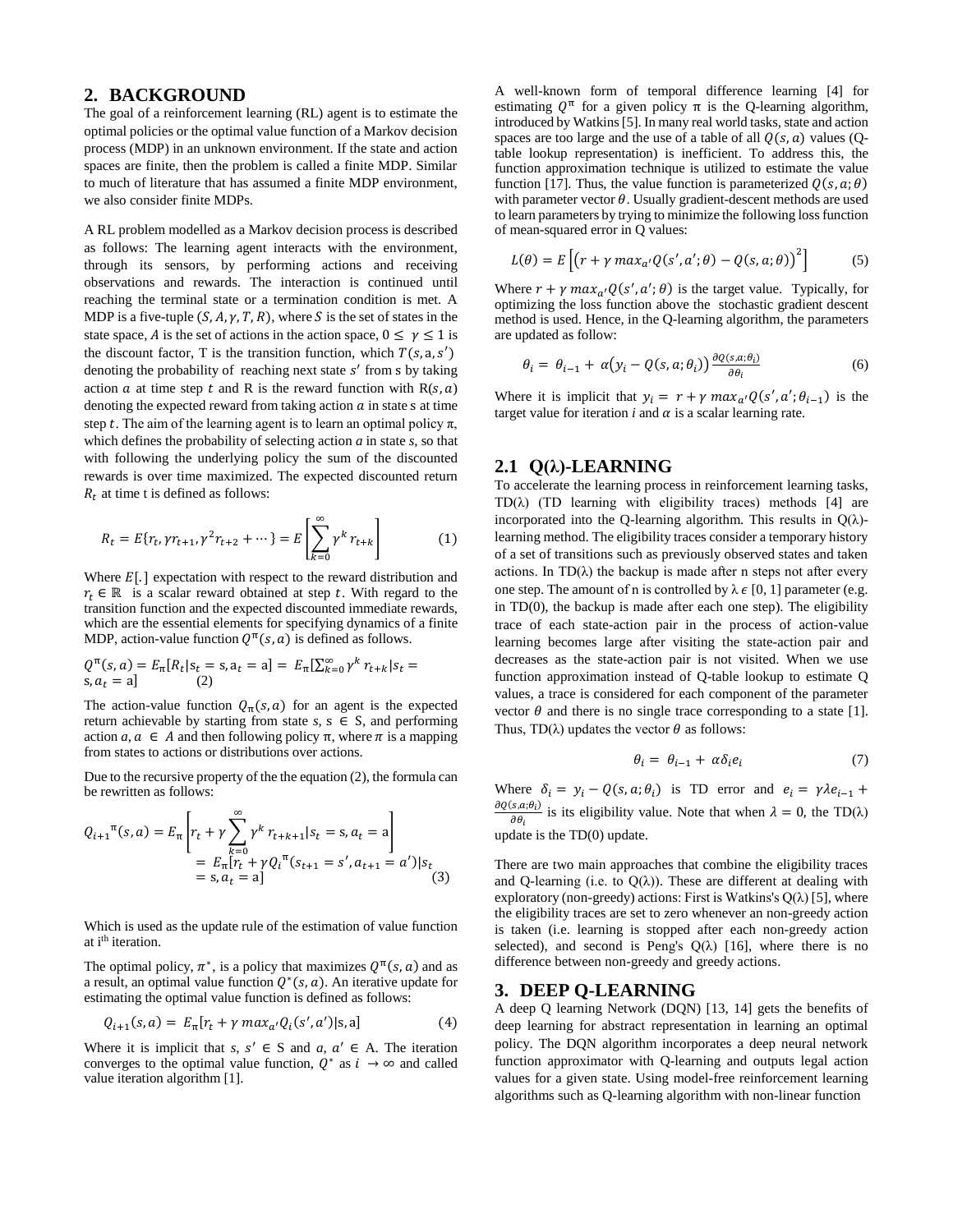## 2. BACKGROUND

The goal of a reinforcement learning (RL) agent is to estimate the optimal policies or the optimal value function of a Markov decision process (MDP) in an unknown environment. If the state and action spaces are finite, then the problem is called a finite MDP. Similar to much of literature that has assumed a finite MDP environment, we also consider finite MDPs.

A RL problem modelled as a Markov decision process is described as follows: The learning agent interacts with the environment, through its sensors, by performing actions and receiving observations and rewards. The interaction is continued until reaching the terminal state or a termination condition is met. A MDP is a five-tuple $(S, A, \gamma, T, R)$, where $S$ is the set of states in the state space, $A$ is the set of actions in the action space, $0 \leq \gamma \leq 1$ is the discount factor, T is the transition function, which $T(s, \mathrm{a}, s')$ denoting the probability of reaching next state $s'$ from s by taking action $a$ at time step $t$ and R is the reward function with $\mathrm{R}(s, a)$ denoting the expected reward from taking action $a$ in state s at time step $t$. The aim of the learning agent is to learn an optimal policy $\pi$, which defines the probability of selecting action $a$ in state $s$, so that with following the underlying policy the sum of the discounted rewards is over time maximized. The expected discounted return $R_t$ at time t is defined as follows:

$$R_t = E\{r_t, \gamma r_{t+1}, \gamma^2 r_{t+2} + \cdots\} = E\left[\sum_{k=0}^{\infty} \gamma^k r_{t+k}\right] \quad (1)$$

Where $E[.]$ expectation with respect to the reward distribution and $r_t \in \mathbb{R}$ is a scalar reward obtained at step $t$. With regard to the transition function and the expected discounted immediate rewards, which are the essential elements for specifying dynamics of a finite MDP, action-value function $Q^{\pi}(s, a)$ is defined as follows.

$$Q^{\pi}(s, a) = E_{\pi}[R_t | s_t = \mathrm{s}, \mathrm{a}_t = \mathrm{a}] = E_{\pi}[\textstyle\sum_{k=0}^{\infty} \gamma^k r_{t+k} | s_t = \mathrm{s}, a_t = \mathrm{a}] \quad (2)$$

The action-value function $Q_{\pi}(s, a)$ for an agent is the expected return achievable by starting from state $s$, $\mathrm{s} \in S$, and performing action $a$, $a \in A$ and then following policy $\pi$, where $\pi$ is a mapping from states to actions or distributions over actions.

Due to the recursive property of the the equation (2), the formula can be rewritten as follows:

$$Q_{i+1}{}^{\pi}(s, a) = E_{\pi}\left[r_t + \gamma \sum_{k=0}^{\infty} \gamma^k r_{t+k+1} | s_t = \mathrm{s}, a_t = \mathrm{a}\right] = E_{\pi}[r_t + \gamma Q_i{}^{\pi}(s_{t+1} = s', a_{t+1} = a') | s_t = \mathrm{s}, a_t = \mathrm{a}] \quad (3)$$

Which is used as the update rule of the estimation of value function at i[th] iteration.

The optimal policy, $\pi^*$, is a policy that maximizes $Q^{\pi}(s, a)$ and as a result, an optimal value function $Q^*(s, a)$. An iterative update for estimating the optimal value function is defined as follows:

$$Q_{i+1}(s, a) = E_{\pi}[r_t + \gamma \, max_{a'} Q_i(s', a') | \mathrm{s}, \mathrm{a}] \quad (4)$$

Where it is implicit that $s$, $s' \in \mathrm{S}$ and $a$, $a' \in \mathrm{A}$. The iteration converges to the optimal value function, $Q^*$ as $i \rightarrow \infty$ and called value iteration algorithm [1].

A well-known form of temporal difference learning [4] for estimating $Q^{\pi}$ for a given policy $\pi$ is the Q-learning algorithm, introduced by Watkins [5]. In many real world tasks, state and action spaces are too large and the use of a table of all $Q(s, a)$ values (Q-table lookup representation) is inefficient. To address this, the function approximation technique is utilized to estimate the value function [17]. Thus, the value function is parameterized $Q(s, a; \theta)$ with parameter vector $\theta$. Usually gradient-descent methods are used to learn parameters by trying to minimize the following loss function of mean-squared error in Q values:

$$L(\theta) = E\left[\left(r + \gamma \, max_{a'} Q(s', a'; \theta) - Q(s, a; \theta)\right)^2\right] \quad (5)$$

Where $r + \gamma \, max_{a'} Q(s', a'; \theta)$ is the target value. Typically, for optimizing the loss function above the stochastic gradient descent method is used. Hence, in the Q-learning algorithm, the parameters are updated as follow:

$$\theta_i = \theta_{i-1} + \alpha\left(y_i - Q(s, a; \theta_i)\right) \frac{\partial Q(s, a; \theta_i)}{\partial \theta_i} \quad (6)$$

Where it is implicit that $y_i = r + \gamma \, max_{a'} Q(s', a'; \theta_{i-1})$ is the target value for iteration $i$ and $\alpha$ is a scalar learning rate.

### 2.1 Q(λ)-LEARNING

To accelerate the learning process in reinforcement learning tasks, TD(λ) (TD learning with eligibility traces) methods [4] are incorporated into the Q-learning algorithm. This results in Q(λ)-learning method. The eligibility traces consider a temporary history of a set of transitions such as previously observed states and taken actions. In TD(λ) the backup is made after n steps not after every one step. The amount of n is controlled by $\lambda \in [0, 1]$ parameter (e.g. in TD(0), the backup is made after each one step). The eligibility trace of each state-action pair in the process of action-value learning becomes large after visiting the state-action pair and decreases as the state-action pair is not visited. When we use function approximation instead of Q-table lookup to estimate Q values, a trace is considered for each component of the parameter vector $\theta$ and there is no single trace corresponding to a state [1]. Thus, TD(λ) updates the vector $\theta$ as follows:

$$\theta_i = \theta_{i-1} + \alpha \delta_i e_i \quad (7)$$

Where $\delta_i = y_i - Q(s, a; \theta_i)$ is TD error and $e_i = \gamma \lambda e_{i-1} + \frac{\partial Q(s, a; \theta_i)}{\partial \theta_i}$ is its eligibility value. Note that when $\lambda = 0$, the TD(λ) update is the TD(0) update.

There are two main approaches that combine the eligibility traces and Q-learning (i.e. to Q(λ)). These are different at dealing with exploratory (non-greedy) actions: First is Watkins's Q(λ) [5], where the eligibility traces are set to zero whenever an non-greedy action is taken (i.e. learning is stopped after each non-greedy action selected), and second is Peng's Q(λ) [16], where there is no difference between non-greedy and greedy actions.

## 3. DEEP Q-LEARNING

A deep Q learning Network (DQN) [13, 14] gets the benefits of deep learning for abstract representation in learning an optimal policy. The DQN algorithm incorporates a deep neural network function approximator with Q-learning and outputs legal action values for a given state. Using model-free reinforcement learning algorithms such as Q-learning algorithm with non-linear function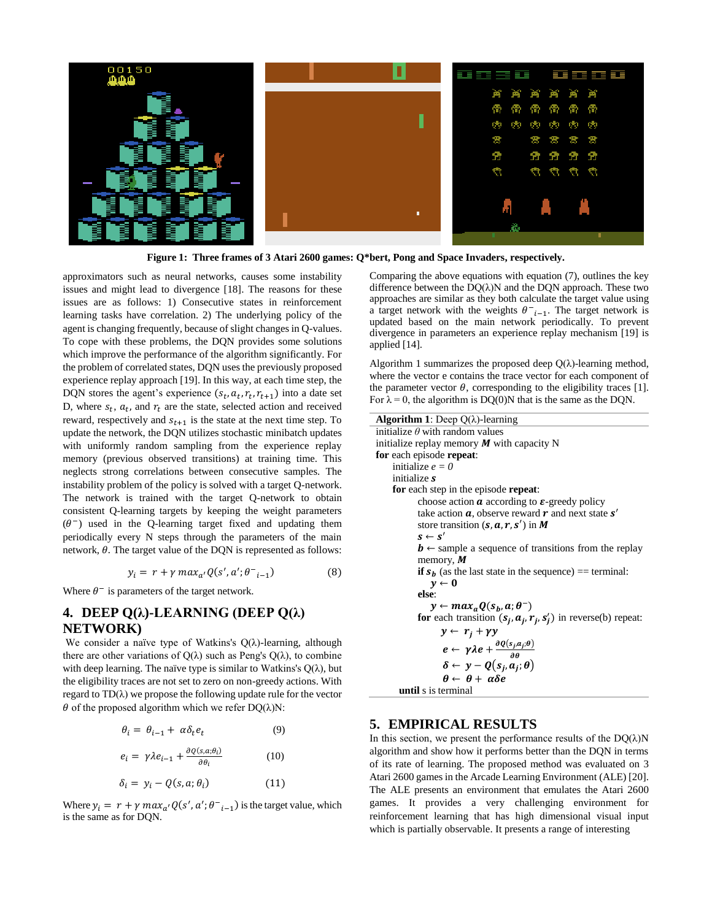Figure 1: Three frames of 3 Atari 2600 games: Q*bert, Pong and Space Invaders, respectively.

approximators such as neural networks, causes some instability issues and might lead to divergence [18]. The reasons for these issues are as follows: 1) Consecutive states in reinforcement learning tasks have correlation. 2) The underlying policy of the agent is changing frequently, because of slight changes in Q-values. To cope with these problems, the DQN provides some solutions which improve the performance of the algorithm significantly. For the problem of correlated states, DQN uses the previously proposed experience replay approach [19]. In this way, at each time step, the DQN stores the agent's experience $(s_t, a_t, r_t, r_{t+1})$ into a date set D, where $s_t$, $a_t$, and $r_t$ are the state, selected action and received reward, respectively and $s_{t+1}$ is the state at the next time step. To update the network, the DQN utilizes stochastic minibatch updates with uniformly random sampling from the experience replay memory (previous observed transitions) at training time. This neglects strong correlations between consecutive samples. The instability problem of the policy is solved with a target Q-network. The network is trained with the target Q-network to obtain consistent Q-learning targets by keeping the weight parameters ($\theta^-$) used in the Q-learning target fixed and updating them periodically every N steps through the parameters of the main network, $\theta$. The target value of the DQN is represented as follows:

$$y_i = r + \gamma \, max_{a'} Q(s', a'; \theta^-{}_{i-1}) \qquad (8)$$

Where $\theta^-$ is parameters of the target network.

## 4. DEEP Q(λ)-LEARNING (DEEP Q(λ) NETWORK)

We consider a naïve type of Watkins's Q(λ)-learning, although there are other variations of Q(λ) such as Peng's Q(λ), to combine with deep learning. The naïve type is similar to Watkins's Q(λ), but the eligibility traces are not set to zero on non-greedy actions. With regard to TD(λ) we propose the following update rule for the vector $\theta$ of the proposed algorithm which we refer DQ(λ)N:

$$\theta_i = \theta_{i-1} + \alpha \delta_t e_t \qquad (9)$$

$$e_i = \gamma \lambda e_{i-1} + \frac{\partial Q(s, a; \theta_i)}{\partial \theta_i} \qquad (10)$$

$$\delta_i = y_i - Q(s, a; \theta_i) \qquad (11)$$

Where $y_i = r + \gamma \, max_{a'} Q(s', a'; \theta^-{}_{i-1})$ is the target value, which is the same as for DQN.

Comparing the above equations with equation (7), outlines the key difference between the DQ(λ)N and the DQN approach. These two approaches are similar as they both calculate the target value using a target network with the weights $\theta^-{}_{i-1}$. The target network is updated based on the main network periodically. To prevent divergence in parameters an experience replay mechanism [19] is applied [14].

Algorithm 1 summarizes the proposed deep Q(λ)-learning method, where the vector e contains the trace vector for each component of the parameter vector $\theta$, corresponding to the eligibility traces [1]. For λ = 0, the algorithm is DQ(0)N that is the same as the DQN.

**Algorithm 1**: Deep Q(λ)-learning

```
initialize θ with random values
initialize replay memory M with capacity N
for each episode repeat:
    initialize e = 0
    initialize s
    for each step in the episode repeat:
        choose action a according to ε-greedy policy
        take action a, observe reward r and next state s'
        store transition (s, a, r, s') in M
        s ← s'
        b ← sample a sequence of transitions from the replay memory, M
        if s_b (as the last state in the sequence) == terminal:
            y ← 0
        else:
            y ← max_a Q(s_b, a; θ⁻)
        for each transition (s_j, a_j, r_j, s'_j) in reverse(b) repeat:
            y ← r_j + γy
            e ← γλe + ∂Q(s_j, a_j; θ)/∂θ
            δ ← y − Q(s_j, a_j; θ)
            θ ← θ + αδe
  until s is terminal
```

## 5. EMPIRICAL RESULTS

In this section, we present the performance results of the DQ(λ)N algorithm and show how it performs better than the DQN in terms of its rate of learning. The proposed method was evaluated on 3 Atari 2600 games in the Arcade Learning Environment (ALE) [20]. The ALE presents an environment that emulates the Atari 2600 games. It provides a very challenging environment for reinforcement learning that has high dimensional visual input which is partially observable. It presents a range of interesting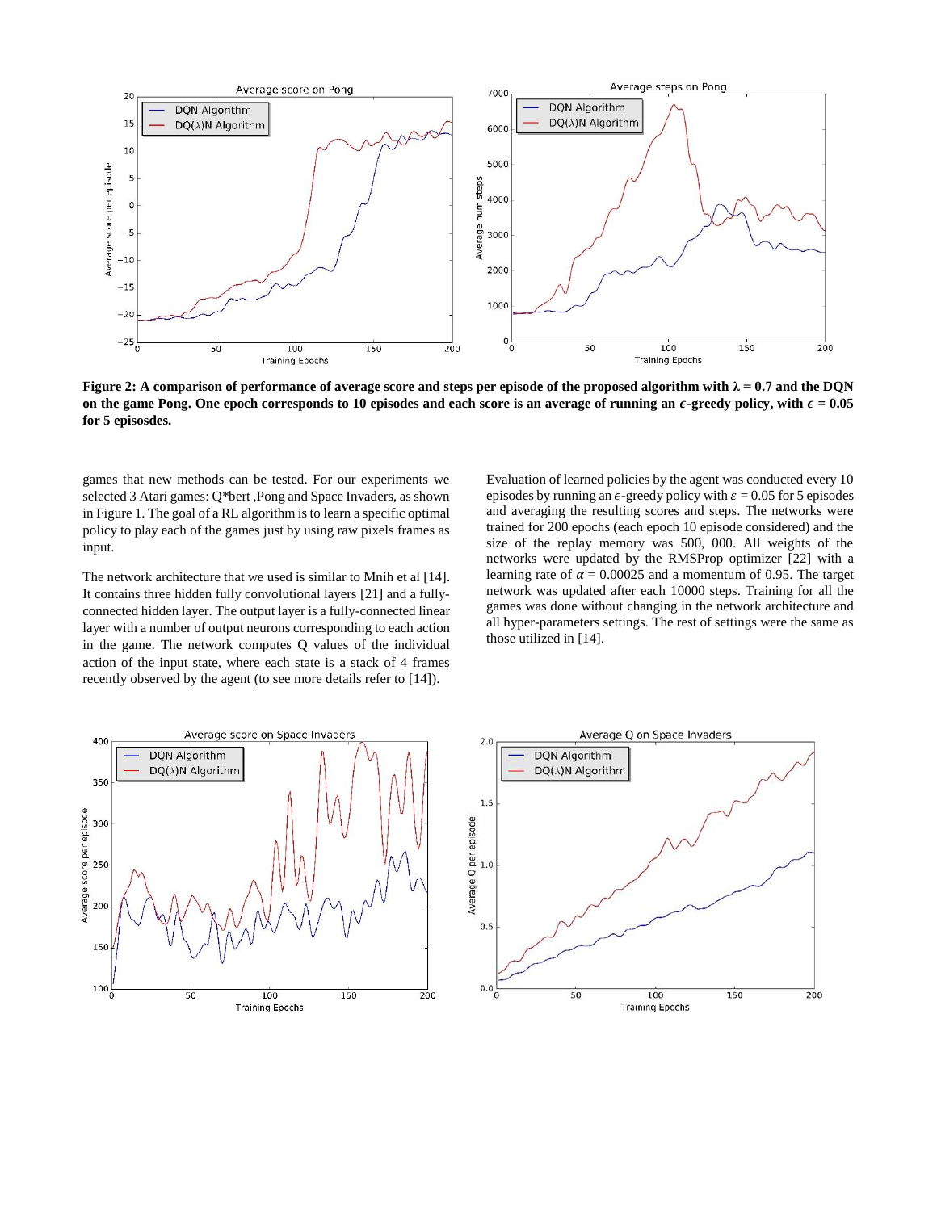**Figure 2: A comparison of performance of average score and steps per episode of the proposed algorithm with λ = 0.7 and the DQN on the game Pong. One epoch corresponds to 10 episodes and each score is an average of running an $\epsilon$-greedy policy, with $\epsilon = 0.05$ for 5 episosdes.**

games that new methods can be tested. For our experiments we selected 3 Atari games: Q*bert ,Pong and Space Invaders, as shown in Figure 1. The goal of a RL algorithm is to learn a specific optimal policy to play each of the games just by using raw pixels frames as input.

The network architecture that we used is similar to Mnih et al [14]. It contains three hidden fully convolutional layers [21] and a fully-connected hidden layer. The output layer is a fully-connected linear layer with a number of output neurons corresponding to each action in the game. The network computes Q values of the individual action of the input state, where each state is a stack of 4 frames recently observed by the agent (to see more details refer to [14]).

Evaluation of learned policies by the agent was conducted every 10 episodes by running an $\epsilon$-greedy policy with $\varepsilon = 0.05$ for 5 episodes and averaging the resulting scores and steps. The networks were trained for 200 epochs (each epoch 10 episode considered) and the size of the replay memory was 500, 000. All weights of the networks were updated by the RMSProp optimizer [22] with a learning rate of $\alpha = 0.00025$ and a momentum of 0.95. The target network was updated after each 10000 steps. Training for all the games was done without changing in the network architecture and all hyper-parameters settings. The rest of settings were the same as those utilized in [14].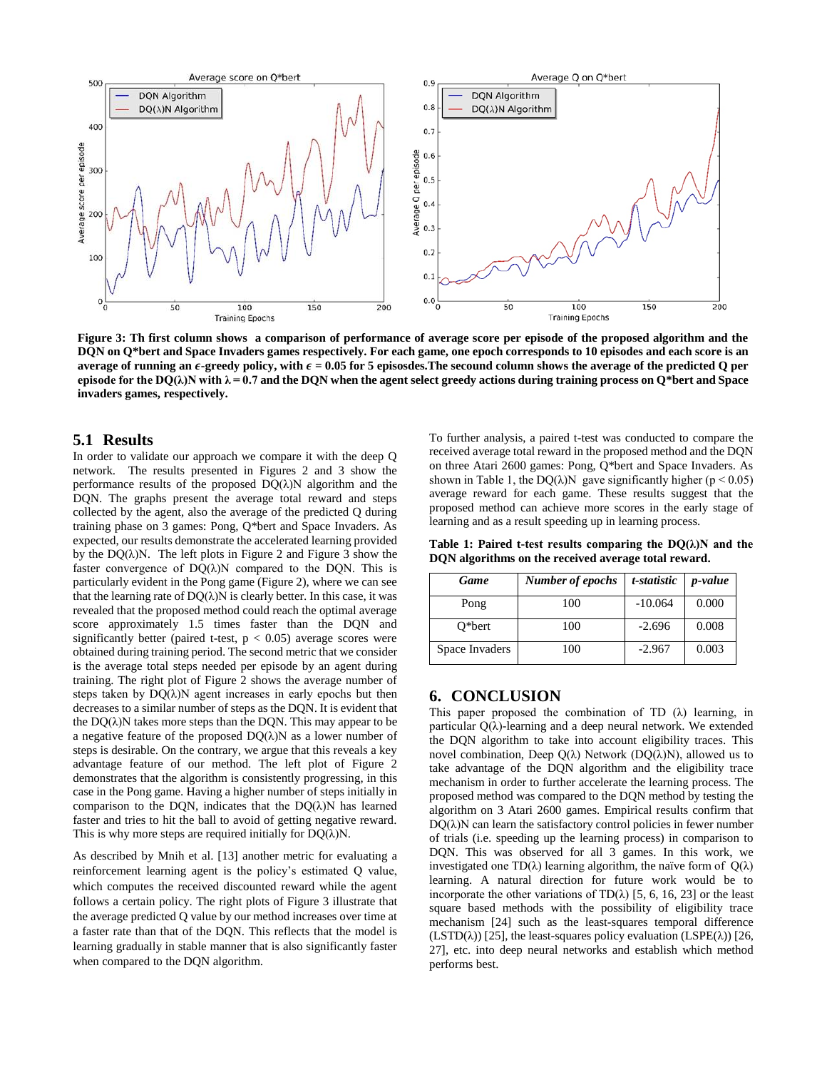Figure 3: Th first column shows a comparison of performance of average score per episode of the proposed algorithm and the DQN on Q*bert and Space Invaders games respectively. For each game, one epoch corresponds to 10 episodes and each score is an average of running an $\epsilon$-greedy policy, with $\epsilon = 0.05$ for 5 episosdes.The secound column shows the average of the predicted Q per episode for the DQ(λ)N with $\lambda = 0.7$ and the DQN when the agent select greedy actions during training process on Q*bert and Space invaders games, respectively.

## 5.1 Results

In order to validate our approach we compare it with the deep Q network. The results presented in Figures 2 and 3 show the performance results of the proposed DQ(λ)N algorithm and the DQN. The graphs present the average total reward and steps collected by the agent, also the average of the predicted Q during training phase on 3 games: Pong, Q*bert and Space Invaders. As expected, our results demonstrate the accelerated learning provided by the DQ(λ)N. The left plots in Figure 2 and Figure 3 show the faster convergence of DQ(λ)N compared to the DQN. This is particularly evident in the Pong game (Figure 2), where we can see that the learning rate of DQ(λ)N is clearly better. In this case, it was revealed that the proposed method could reach the optimal average score approximately 1.5 times faster than the DQN and significantly better (paired t-test, $p < 0.05$) average scores were obtained during training period. The second metric that we consider is the average total steps needed per episode by an agent during training. The right plot of Figure 2 shows the average number of steps taken by DQ(λ)N agent increases in early epochs but then decreases to a similar number of steps as the DQN. It is evident that the DQ(λ)N takes more steps than the DQN. This may appear to be a negative feature of the proposed DQ(λ)N as a lower number of steps is desirable. On the contrary, we argue that this reveals a key advantage feature of our method. The left plot of Figure 2 demonstrates that the algorithm is consistently progressing, in this case in the Pong game. Having a higher number of steps initially in comparison to the DQN, indicates that the DQ(λ)N has learned faster and tries to hit the ball to avoid of getting negative reward. This is why more steps are required initially for DQ(λ)N.

As described by Mnih et al. [13] another metric for evaluating a reinforcement learning agent is the policy's estimated Q value, which computes the received discounted reward while the agent follows a certain policy. The right plots of Figure 3 illustrate that the average predicted Q value by our method increases over time at a faster rate than that of the DQN. This reflects that the model is learning gradually in stable manner that is also significantly faster when compared to the DQN algorithm.

To further analysis, a paired t-test was conducted to compare the received average total reward in the proposed method and the DQN on three Atari 2600 games: Pong, Q*bert and Space Invaders. As shown in Table 1, the DQ(λ)N gave significantly higher ($p < 0.05$) average reward for each game. These results suggest that the proposed method can achieve more scores in the early stage of learning and as a result speeding up in learning process.

**Table 1: Paired t-test results comparing the DQ(λ)N and the DQN algorithms on the received average total reward.**

| *Game* | *Number of epochs* | *t-statistic* | *p-value* |
|---|---|---|---|
| Pong | 100 | -10.064 | 0.000 |
| Q*bert | 100 | -2.696 | 0.008 |
| Space Invaders | 100 | -2.967 | 0.003 |

# 6. CONCLUSION

This paper proposed the combination of TD (λ) learning, in particular Q(λ)-learning and a deep neural network. We extended the DQN algorithm to take into account eligibility traces. This novel combination, Deep Q(λ) Network (DQ(λ)N), allowed us to take advantage of the DQN algorithm and the eligibility trace mechanism in order to further accelerate the learning process. The proposed method was compared to the DQN method by testing the algorithm on 3 Atari 2600 games. Empirical results confirm that DQ(λ)N can learn the satisfactory control policies in fewer number of trials (i.e. speeding up the learning process) in comparison to DQN. This was observed for all 3 games. In this work, we investigated one TD(λ) learning algorithm, the naïve form of Q(λ) learning. A natural direction for future work would be to incorporate the other variations of TD(λ) [5, 6, 16, 23] or the least square based methods with the possibility of eligibility trace mechanism [24] such as the least-squares temporal difference (LSTD(λ)) [25], the least-squares policy evaluation (LSPE(λ)) [26, 27], etc. into deep neural networks and establish which method performs best.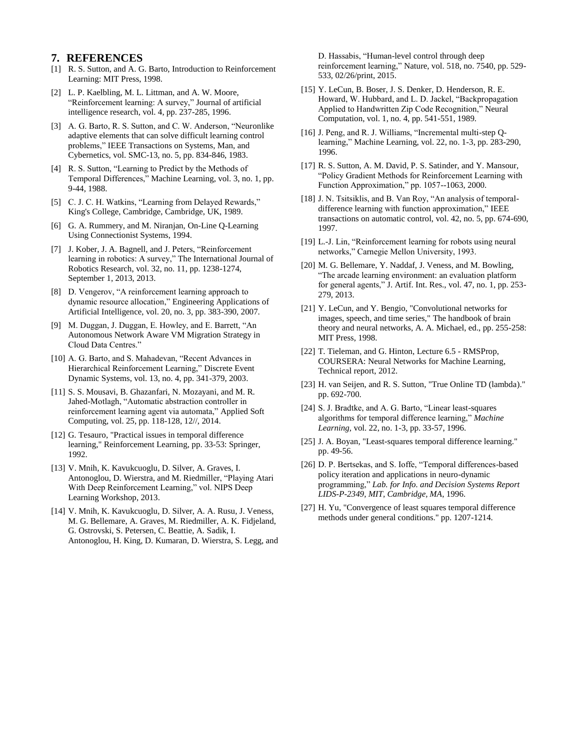## 7. REFERENCES

[1] R. S. Sutton, and A. G. Barto, Introduction to Reinforcement Learning: MIT Press, 1998.

[2] L. P. Kaelbling, M. L. Littman, and A. W. Moore, "Reinforcement learning: A survey," Journal of artificial intelligence research, vol. 4, pp. 237-285, 1996.

[3] A. G. Barto, R. S. Sutton, and C. W. Anderson, "Neuronlike adaptive elements that can solve difficult learning control problems," IEEE Transactions on Systems, Man, and Cybernetics, vol. SMC-13, no. 5, pp. 834-846, 1983.

[4] R. S. Sutton, "Learning to Predict by the Methods of Temporal Differences," Machine Learning, vol. 3, no. 1, pp. 9-44, 1988.

[5] C. J. C. H. Watkins, "Learning from Delayed Rewards," King's College, Cambridge, Cambridge, UK, 1989.

[6] G. A. Rummery, and M. Niranjan, On-Line Q-Learning Using Connectionist Systems, 1994.

[7] J. Kober, J. A. Bagnell, and J. Peters, "Reinforcement learning in robotics: A survey," The International Journal of Robotics Research, vol. 32, no. 11, pp. 1238-1274, September 1, 2013, 2013.

[8] D. Vengerov, "A reinforcement learning approach to dynamic resource allocation," Engineering Applications of Artificial Intelligence, vol. 20, no. 3, pp. 383-390, 2007.

[9] M. Duggan, J. Duggan, E. Howley, and E. Barrett, "An Autonomous Network Aware VM Migration Strategy in Cloud Data Centres."

[10] A. G. Barto, and S. Mahadevan, "Recent Advances in Hierarchical Reinforcement Learning," Discrete Event Dynamic Systems, vol. 13, no. 4, pp. 341-379, 2003.

[11] S. S. Mousavi, B. Ghazanfari, N. Mozayani, and M. R. Jahed-Motlagh, "Automatic abstraction controller in reinforcement learning agent via automata," Applied Soft Computing, vol. 25, pp. 118-128, 12//, 2014.

[12] G. Tesauro, "Practical issues in temporal difference learning," Reinforcement Learning, pp. 33-53: Springer, 1992.

[13] V. Mnih, K. Kavukcuoglu, D. Silver, A. Graves, I. Antonoglou, D. Wierstra, and M. Riedmiller, "Playing Atari With Deep Reinforcement Learning," vol. NIPS Deep Learning Workshop, 2013.

[14] V. Mnih, K. Kavukcuoglu, D. Silver, A. A. Rusu, J. Veness, M. G. Bellemare, A. Graves, M. Riedmiller, A. K. Fidjeland, G. Ostrovski, S. Petersen, C. Beattie, A. Sadik, I. Antonoglou, H. King, D. Kumaran, D. Wierstra, S. Legg, and D. Hassabis, "Human-level control through deep reinforcement learning," Nature, vol. 518, no. 7540, pp. 529-533, 02/26/print, 2015.

[15] Y. LeCun, B. Boser, J. S. Denker, D. Henderson, R. E. Howard, W. Hubbard, and L. D. Jackel, "Backpropagation Applied to Handwritten Zip Code Recognition," Neural Computation, vol. 1, no. 4, pp. 541-551, 1989.

[16] J. Peng, and R. J. Williams, "Incremental multi-step Q-learning," Machine Learning, vol. 22, no. 1-3, pp. 283-290, 1996.

[17] R. S. Sutton, A. M. David, P. S. Satinder, and Y. Mansour, "Policy Gradient Methods for Reinforcement Learning with Function Approximation," pp. 1057--1063, 2000.

[18] J. N. Tsitsiklis, and B. Van Roy, "An analysis of temporal-difference learning with function approximation," IEEE transactions on automatic control, vol. 42, no. 5, pp. 674-690, 1997.

[19] L.-J. Lin, "Reinforcement learning for robots using neural networks," Carnegie Mellon University, 1993.

[20] M. G. Bellemare, Y. Naddaf, J. Veness, and M. Bowling, "The arcade learning environment: an evaluation platform for general agents," J. Artif. Int. Res., vol. 47, no. 1, pp. 253-279, 2013.

[21] Y. LeCun, and Y. Bengio, "Convolutional networks for images, speech, and time series," The handbook of brain theory and neural networks, A. A. Michael, ed., pp. 255-258: MIT Press, 1998.

[22] T. Tieleman, and G. Hinton, Lecture 6.5 - RMSProp, COURSERA: Neural Networks for Machine Learning, Technical report, 2012.

[23] H. van Seijen, and R. S. Sutton, "True Online TD (lambda)." pp. 692-700.

[24] S. J. Bradtke, and A. G. Barto, "Linear least-squares algorithms for temporal difference learning," *Machine Learning*, vol. 22, no. 1-3, pp. 33-57, 1996.

[25] J. A. Boyan, "Least-squares temporal difference learning." pp. 49-56.

[26] D. P. Bertsekas, and S. Ioffe, "Temporal differences-based policy iteration and applications in neuro-dynamic programming," *Lab. for Info. and Decision Systems Report LIDS-P-2349, MIT, Cambridge, MA*, 1996.

[27] H. Yu, "Convergence of least squares temporal difference methods under general conditions." pp. 1207-1214.